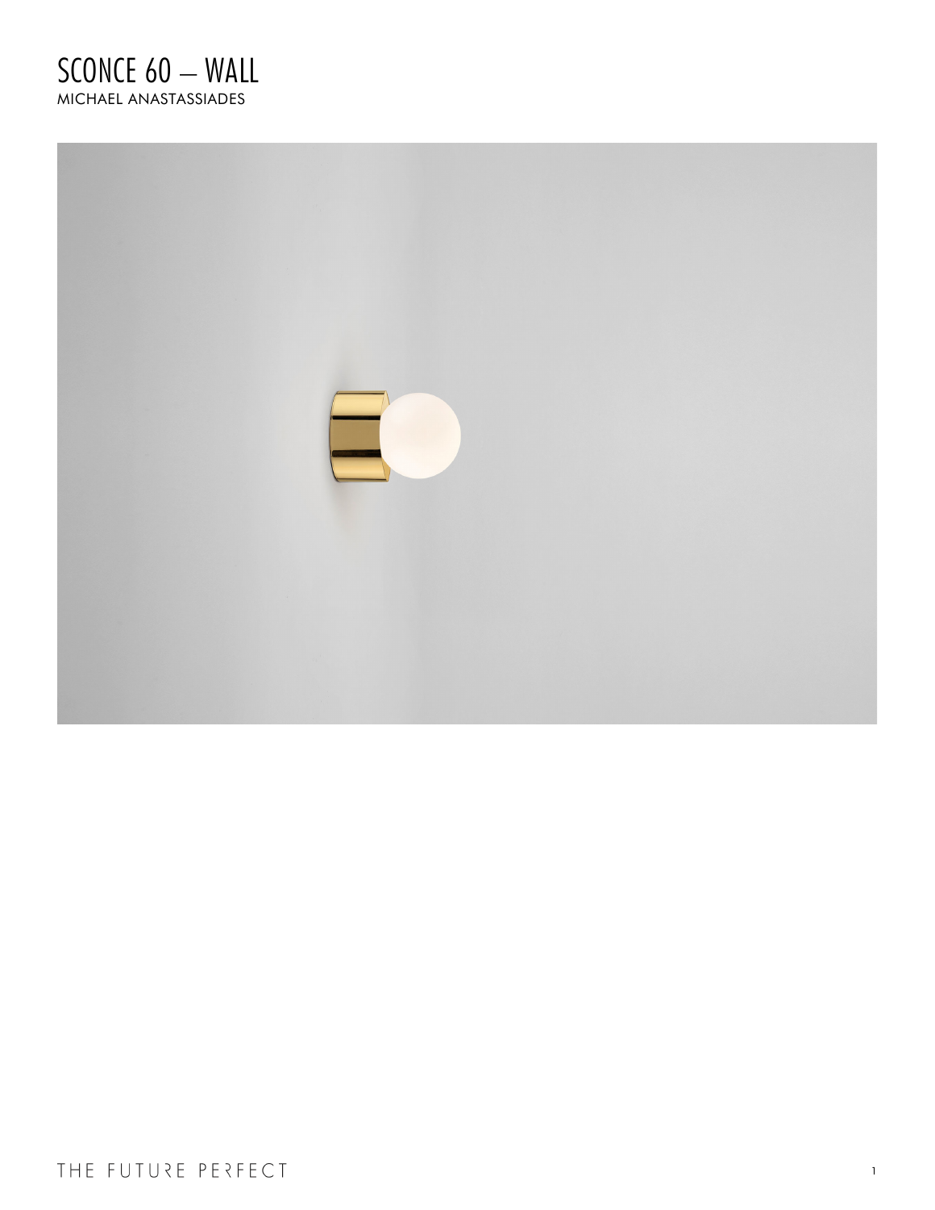# SCONCE 60 — WALL

MICHAEL ANASTASSIADES

THE FUTURE PERFECT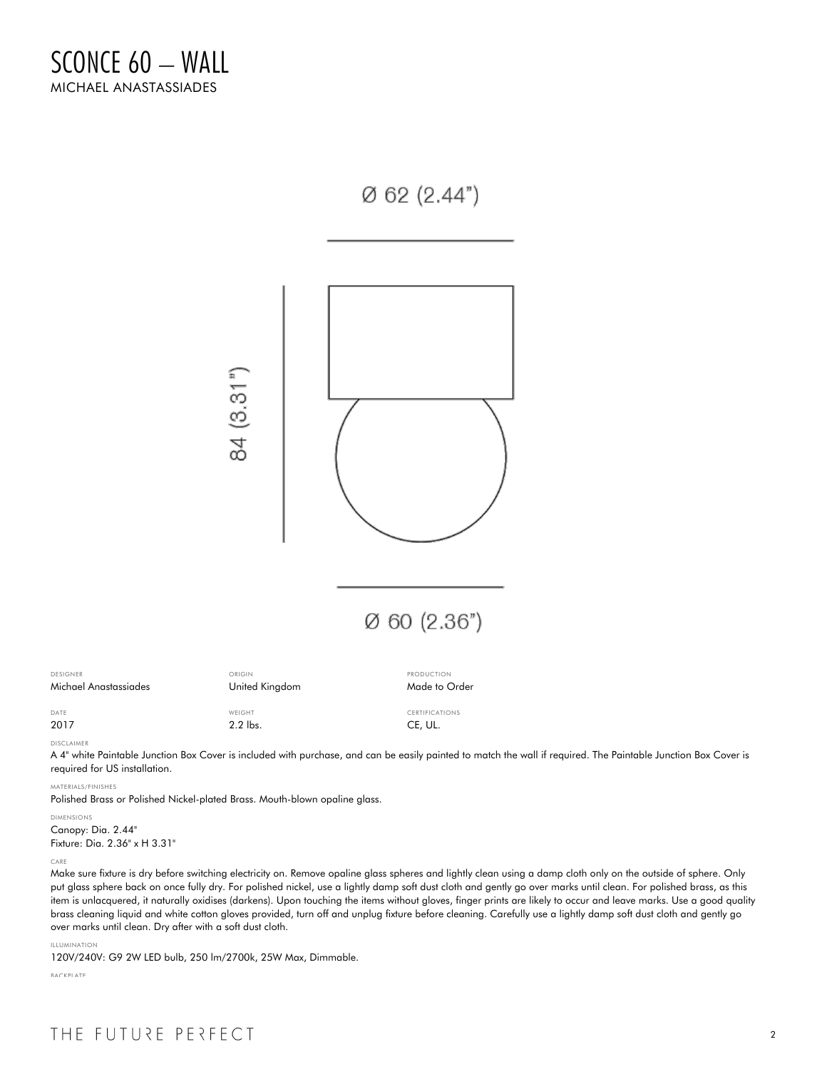# SCONCE 60 – WALL

MICHAEL ANASTASSIADES

Ø 62 (2.44")

84 (3.31")

Ø 60 (2.36")

| DESIGNER | ORIGIN | PRODUCTION |
|---|---|---|
| Michael Anastassiades | United Kingdom | Made to Order |
| DATE | WEIGHT | CERTIFICATIONS |
| 2017 | 2.2 lbs. | CE, UL. |

DISCLAIMER

A 4" white Paintable Junction Box Cover is included with purchase, and can be easily painted to match the wall if required. The Paintable Junction Box Cover is required for US installation.

MATERIALS/FINISHES

Polished Brass or Polished Nickel-plated Brass. Mouth-blown opaline glass.

DIMENSIONS

Canopy: Dia. 2.44"
Fixture: Dia. 2.36" x H 3.31"

CARE

Make sure fixture is dry before switching electricity on. Remove opaline glass spheres and lightly clean using a damp cloth only on the outside of sphere. Only put glass sphere back on once fully dry. For polished nickel, use a lightly damp soft dust cloth and gently go over marks until clean. For polished brass, as this item is unlacquered, it naturally oxidises (darkens). Upon touching the items without gloves, finger prints are likely to occur and leave marks. Use a good quality brass cleaning liquid and white cotton gloves provided, turn off and unplug fixture before cleaning. Carefully use a lightly damp soft dust cloth and gently go over marks until clean. Dry after with a soft dust cloth.

ILLUMINATION

120V/240V: G9 2W LED bulb, 250 lm/2700k, 25W Max, Dimmable.

BACKPLATE